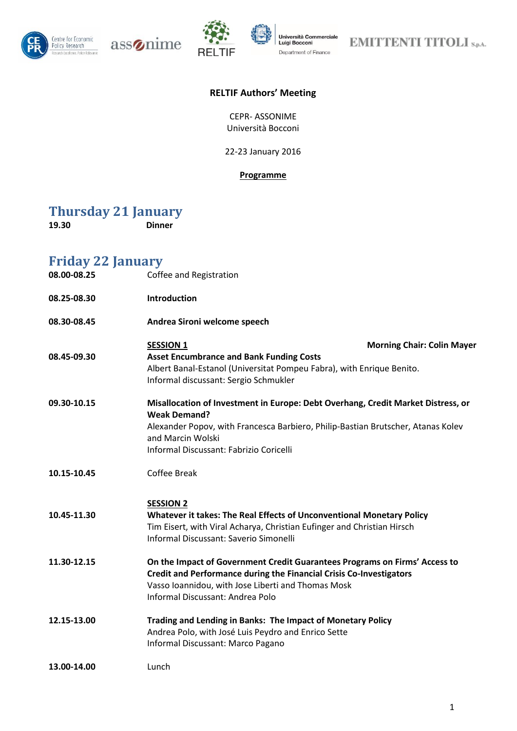**RELTIF Authors' Meeting**

CEPR- ASSONIME
Università Bocconi

22-23 January 2016

**Programme**

## Thursday 21 January

**19.30** **Dinner**

## Friday 22 January

**08.00-08.25** Coffee and Registration

**08.25-08.30** **Introduction**

**08.30-08.45** **Andrea Sironi welcome speech**

**SESSION 1** **Morning Chair: Colin Mayer**

**08.45-09.30** **Asset Encumbrance and Bank Funding Costs**
Albert Banal-Estanol (Universitat Pompeu Fabra), with Enrique Benito.
Informal discussant: Sergio Schmukler

**09.30-10.15** **Misallocation of Investment in Europe: Debt Overhang, Credit Market Distress, or Weak Demand?**
Alexander Popov, with Francesca Barbiero, Philip-Bastian Brutscher, Atanas Kolev and Marcin Wolski
Informal Discussant: Fabrizio Coricelli

**10.15-10.45** Coffee Break

**SESSION 2**

**10.45-11.30** **Whatever it takes: The Real Effects of Unconventional Monetary Policy**
Tim Eisert, with Viral Acharya, Christian Eufinger and Christian Hirsch
Informal Discussant: Saverio Simonelli

**11.30-12.15** **On the Impact of Government Credit Guarantees Programs on Firms' Access to Credit and Performance during the Financial Crisis Co-Investigators**
Vasso Ioannidou, with Jose Liberti and Thomas Mosk
Informal Discussant: Andrea Polo

**12.15-13.00** **Trading and Lending in Banks: The Impact of Monetary Policy**
Andrea Polo, with José Luis Peydro and Enrico Sette
Informal Discussant: Marco Pagano

**13.00-14.00** Lunch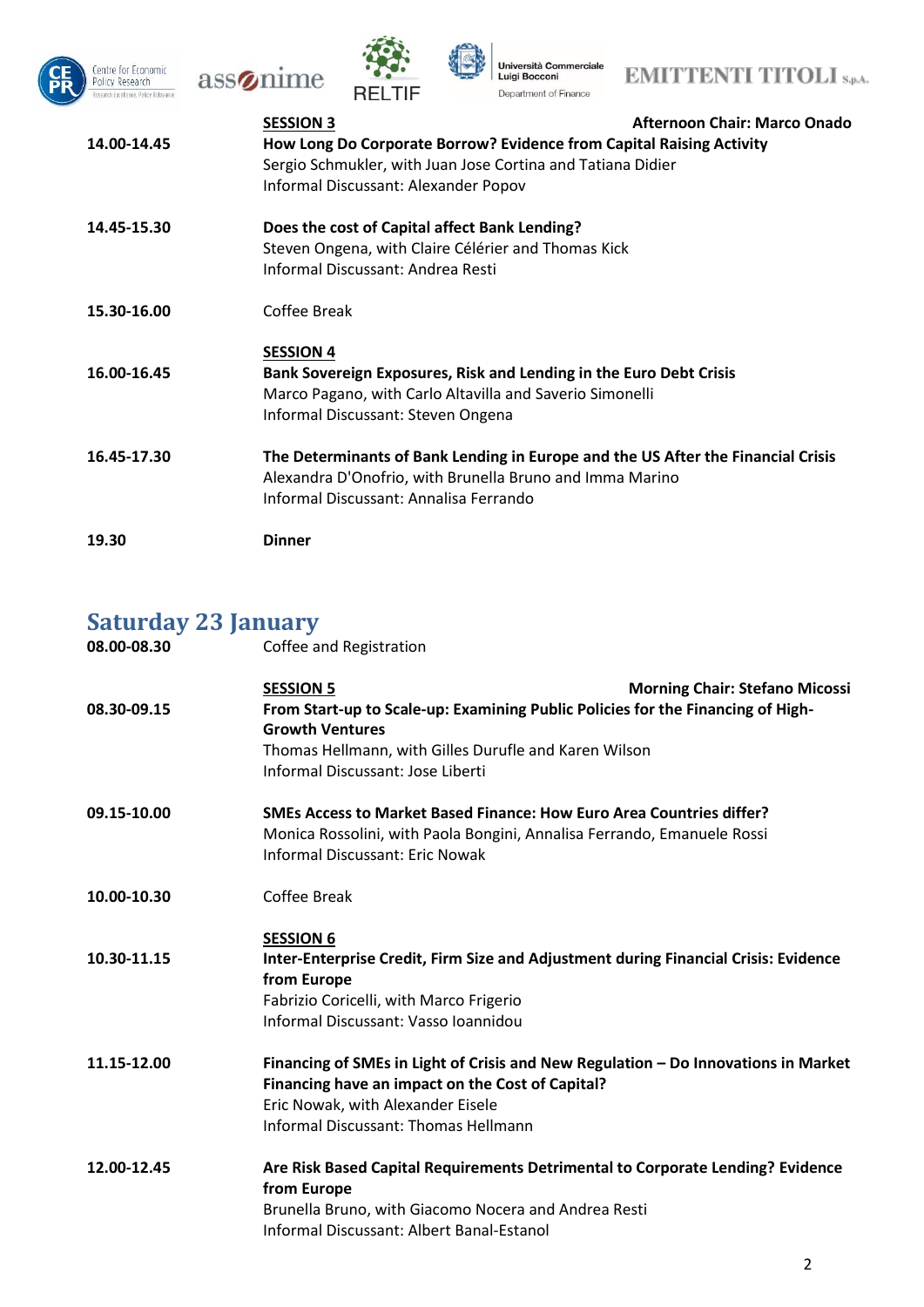| | |
|---|---|
| | **SESSION 3** **Afternoon Chair: Marco Onado** |
| **14.00-14.45** | **How Long Do Corporate Borrow? Evidence from Capital Raising Activity**<br>Sergio Schmukler, with Juan Jose Cortina and Tatiana Didier<br>Informal Discussant: Alexander Popov |
| **14.45-15.30** | **Does the cost of Capital affect Bank Lending?**<br>Steven Ongena, with Claire Célérier and Thomas Kick<br>Informal Discussant: Andrea Resti |
| **15.30-16.00** | Coffee Break |
| | **SESSION 4** |
| **16.00-16.45** | **Bank Sovereign Exposures, Risk and Lending in the Euro Debt Crisis**<br>Marco Pagano, with Carlo Altavilla and Saverio Simonelli<br>Informal Discussant: Steven Ongena |
| **16.45-17.30** | **The Determinants of Bank Lending in Europe and the US After the Financial Crisis**<br>Alexandra D'Onofrio, with Brunella Bruno and Imma Marino<br>Informal Discussant: Annalisa Ferrando |
| **19.30** | **Dinner** |

## Saturday 23 January

| | |
|---|---|
| **08.00-08.30** | Coffee and Registration |
| | **SESSION 5** **Morning Chair: Stefano Micossi** |
| **08.30-09.15** | **From Start-up to Scale-up: Examining Public Policies for the Financing of High-Growth Ventures**<br>Thomas Hellmann, with Gilles Durufle and Karen Wilson<br>Informal Discussant: Jose Liberti |
| **09.15-10.00** | **SMEs Access to Market Based Finance: How Euro Area Countries differ?**<br>Monica Rossolini, with Paola Bongini, Annalisa Ferrando, Emanuele Rossi<br>Informal Discussant: Eric Nowak |
| **10.00-10.30** | Coffee Break |
| | **SESSION 6** |
| **10.30-11.15** | **Inter-Enterprise Credit, Firm Size and Adjustment during Financial Crisis: Evidence from Europe**<br>Fabrizio Coricelli, with Marco Frigerio<br>Informal Discussant: Vasso Ioannidou |
| **11.15-12.00** | **Financing of SMEs in Light of Crisis and New Regulation – Do Innovations in Market Financing have an impact on the Cost of Capital?**<br>Eric Nowak, with Alexander Eisele<br>Informal Discussant: Thomas Hellmann |
| **12.00-12.45** | **Are Risk Based Capital Requirements Detrimental to Corporate Lending? Evidence from Europe**<br>Brunella Bruno, with Giacomo Nocera and Andrea Resti<br>Informal Discussant: Albert Banal-Estanol |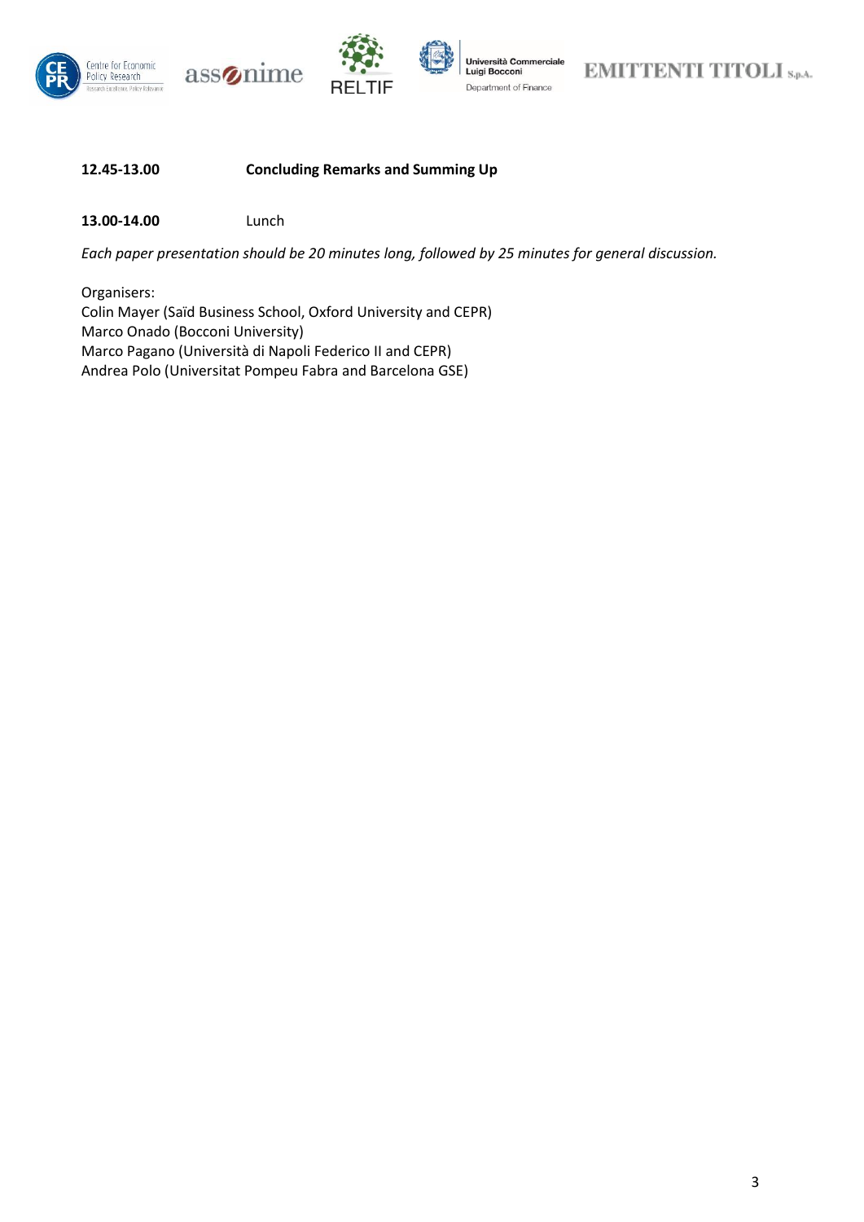**12.45-13.00** **Concluding Remarks and Summing Up**

**13.00-14.00** Lunch

*Each paper presentation should be 20 minutes long, followed by 25 minutes for general discussion.*

Organisers:
Colin Mayer (Saïd Business School, Oxford University and CEPR)
Marco Onado (Bocconi University)
Marco Pagano (Università di Napoli Federico II and CEPR)
Andrea Polo (Universitat Pompeu Fabra and Barcelona GSE)